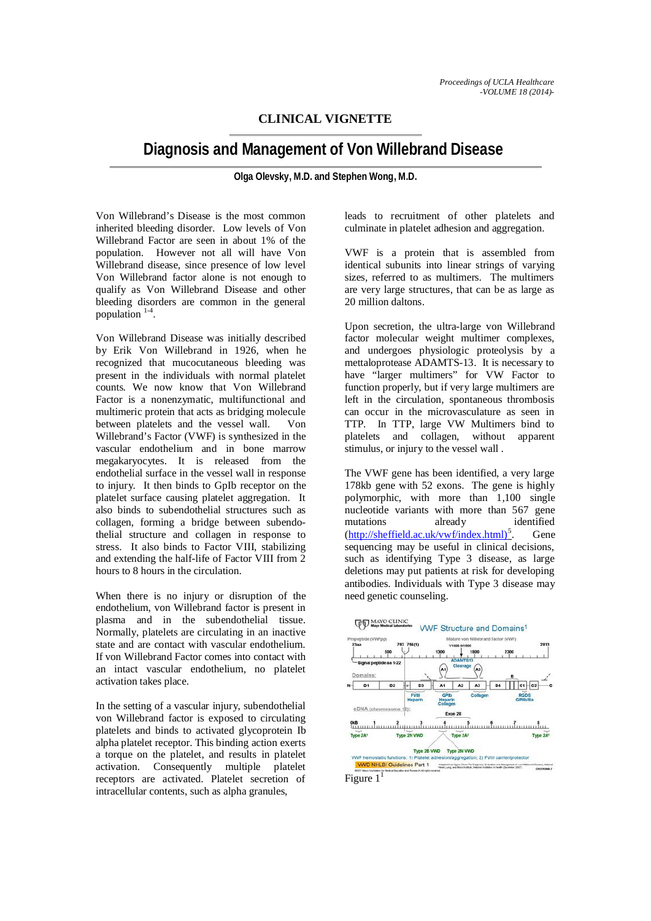## CLINICAL VIGNETTE

# Diagnosis and Management of Von Willebrand Disease

**Olga Olevsky, M.D. and Stephen Wong, M.D.**

Von Willebrand's Disease is the most common inherited bleeding disorder. Low levels of Von Willebrand Factor are seen in about 1% of the population. However not all will have Von Willebrand disease, since presence of low level Von Willebrand factor alone is not enough to qualify as Von Willebrand Disease and other bleeding disorders are common in the general population [1-4].

Von Willebrand Disease was initially described by Erik Von Willebrand in 1926, when he recognized that mucocutaneous bleeding was present in the individuals with normal platelet counts. We now know that Von Willebrand Factor is a nonenzymatic, multifunctional and multimeric protein that acts as bridging molecule between platelets and the vessel wall. Von Willebrand's Factor (VWF) is synthesized in the vascular endothelium and in bone marrow megakaryocytes. It is released from the endothelial surface in the vessel wall in response to injury. It then binds to GpIb receptor on the platelet surface causing platelet aggregation. It also binds to subendothelial structures such as collagen, forming a bridge between subendothelial structure and collagen in response to stress. It also binds to Factor VIII, stabilizing and extending the half-life of Factor VIII from 2 hours to 8 hours in the circulation.

When there is no injury or disruption of the endothelium, von Willebrand factor is present in plasma and in the subendothelial tissue. Normally, platelets are circulating in an inactive state and are contact with vascular endothelium. If von Willebrand Factor comes into contact with an intact vascular endothelium, no platelet activation takes place.

In the setting of a vascular injury, subendothelial von Willebrand factor is exposed to circulating platelets and binds to activated glycoprotein Ib alpha platelet receptor. This binding action exerts a torque on the platelet, and results in platelet activation. Consequently multiple platelet receptors are activated. Platelet secretion of intracellular contents, such as alpha granules, leads to recruitment of other platelets and culminate in platelet adhesion and aggregation.

VWF is a protein that is assembled from identical subunits into linear strings of varying sizes, referred to as multimers. The multimers are very large structures, that can be as large as 20 million daltons.

Upon secretion, the ultra-large von Willebrand factor molecular weight multimer complexes, and undergoes physiologic proteolysis by a mettaloprotease ADAMTS-13. It is necessary to have "larger multimers" for VW Factor to function properly, but if very large multimers are left in the circulation, spontaneous thrombosis can occur in the microvasculature as seen in TTP. In TTP, large VW Multimers bind to platelets and collagen, without apparent stimulus, or injury to the vessel wall .

The VWF gene has been identified, a very large 178kb gene with 52 exons. The gene is highly polymorphic, with more than 1,100 single nucleotide variants with more than 567 gene mutations already identified (http://sheffield.ac.uk/vwf/index.html)[5]. Gene sequencing may be useful in clinical decisions, such as identifying Type 3 disease, as large deletions may put patients at risk for developing antibodies. Individuals with Type 3 disease may need genetic counseling.

Figure 1[1]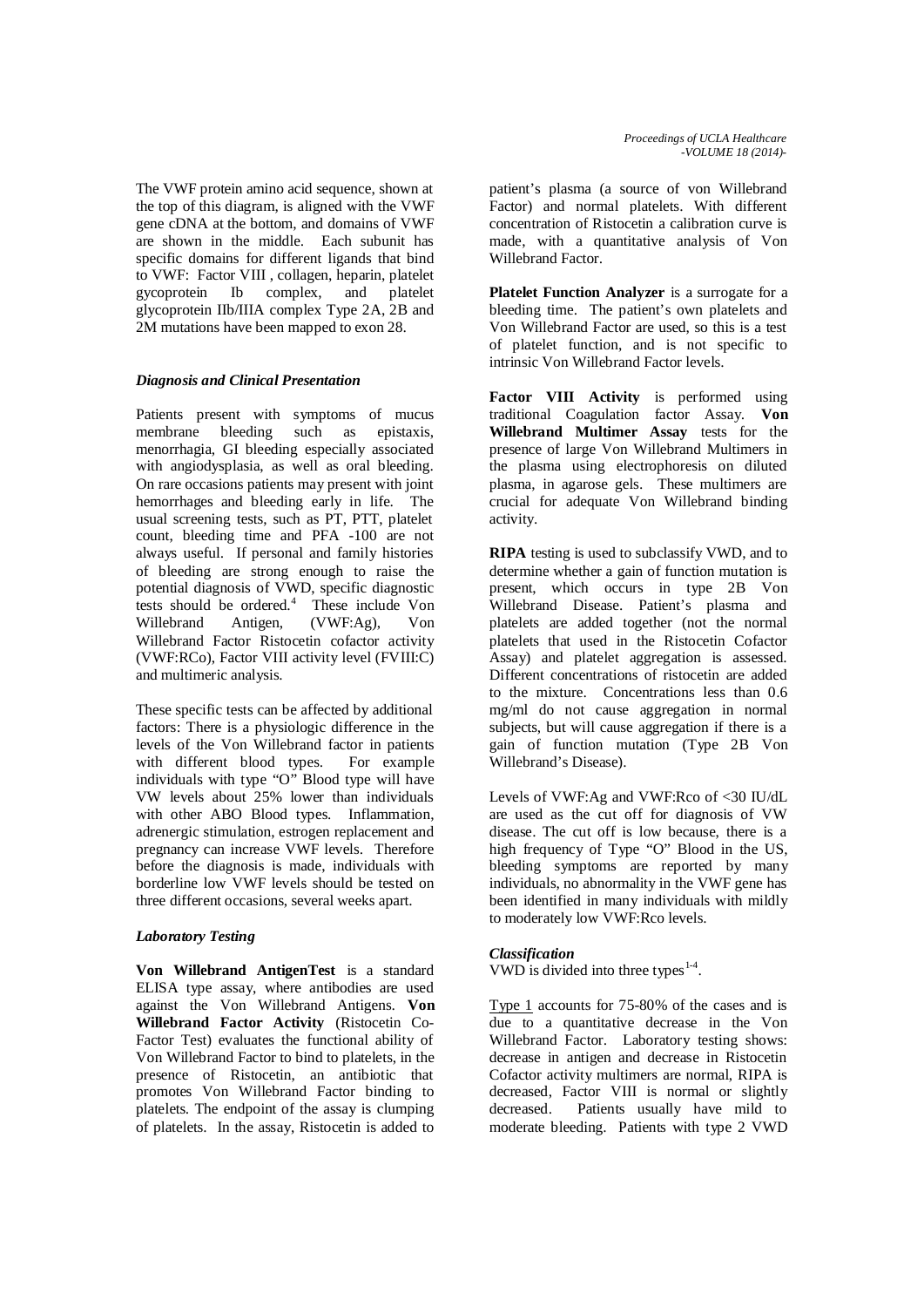The VWF protein amino acid sequence, shown at the top of this diagram, is aligned with the VWF gene cDNA at the bottom, and domains of VWF are shown in the middle. Each subunit has specific domains for different ligands that bind to VWF: Factor VIII , collagen, heparin, platelet gycoprotein Ib complex, and platelet glycoprotein IIb/IIIA complex Type 2A, 2B and 2M mutations have been mapped to exon 28.

### *Diagnosis and Clinical Presentation*

Patients present with symptoms of mucus membrane bleeding such as epistaxis, menorrhagia, GI bleeding especially associated with angiodysplasia, as well as oral bleeding. On rare occasions patients may present with joint hemorrhages and bleeding early in life. The usual screening tests, such as PT, PTT, platelet count, bleeding time and PFA -100 are not always useful. If personal and family histories of bleeding are strong enough to raise the potential diagnosis of VWD, specific diagnostic tests should be ordered.[4] These include Von Willebrand Antigen, (VWF:Ag), Von Willebrand Factor Ristocetin cofactor activity (VWF:RCo), Factor VIII activity level (FVIII:C) and multimeric analysis.

These specific tests can be affected by additional factors: There is a physiologic difference in the levels of the Von Willebrand factor in patients with different blood types. For example individuals with type "O" Blood type will have VW levels about 25% lower than individuals with other ABO Blood types. Inflammation, adrenergic stimulation, estrogen replacement and pregnancy can increase VWF levels. Therefore before the diagnosis is made, individuals with borderline low VWF levels should be tested on three different occasions, several weeks apart.

### *Laboratory Testing*

**Von Willebrand AntigenTest** is a standard ELISA type assay, where antibodies are used against the Von Willebrand Antigens. **Von Willebrand Factor Activity** (Ristocetin Co-Factor Test) evaluates the functional ability of Von Willebrand Factor to bind to platelets, in the presence of Ristocetin, an antibiotic that promotes Von Willebrand Factor binding to platelets. The endpoint of the assay is clumping of platelets. In the assay, Ristocetin is added to patient's plasma (a source of von Willebrand Factor) and normal platelets. With different concentration of Ristocetin a calibration curve is made, with a quantitative analysis of Von Willebrand Factor.

**Platelet Function Analyzer** is a surrogate for a bleeding time. The patient's own platelets and Von Willebrand Factor are used, so this is a test of platelet function, and is not specific to intrinsic Von Willebrand Factor levels.

**Factor VIII Activity** is performed using traditional Coagulation factor Assay. **Von Willebrand Multimer Assay** tests for the presence of large Von Willebrand Multimers in the plasma using electrophoresis on diluted plasma, in agarose gels. These multimers are crucial for adequate Von Willebrand binding activity.

**RIPA** testing is used to subclassify VWD, and to determine whether a gain of function mutation is present, which occurs in type 2B Von Willebrand Disease. Patient's plasma and platelets are added together (not the normal platelets that used in the Ristocetin Cofactor Assay) and platelet aggregation is assessed. Different concentrations of ristocetin are added to the mixture. Concentrations less than 0.6 mg/ml do not cause aggregation in normal subjects, but will cause aggregation if there is a gain of function mutation (Type 2B Von Willebrand's Disease).

Levels of VWF:Ag and VWF:Rco of <30 IU/dL are used as the cut off for diagnosis of VW disease. The cut off is low because, there is a high frequency of Type "O" Blood in the US, bleeding symptoms are reported by many individuals, no abnormality in the VWF gene has been identified in many individuals with mildly to moderately low VWF:Rco levels.

### *Classification*

VWD is divided into three types[1-4].

Type 1 accounts for 75-80% of the cases and is due to a quantitative decrease in the Von Willebrand Factor. Laboratory testing shows: decrease in antigen and decrease in Ristocetin Cofactor activity multimers are normal, RIPA is decreased, Factor VIII is normal or slightly decreased. Patients usually have mild to moderate bleeding. Patients with type 2 VWD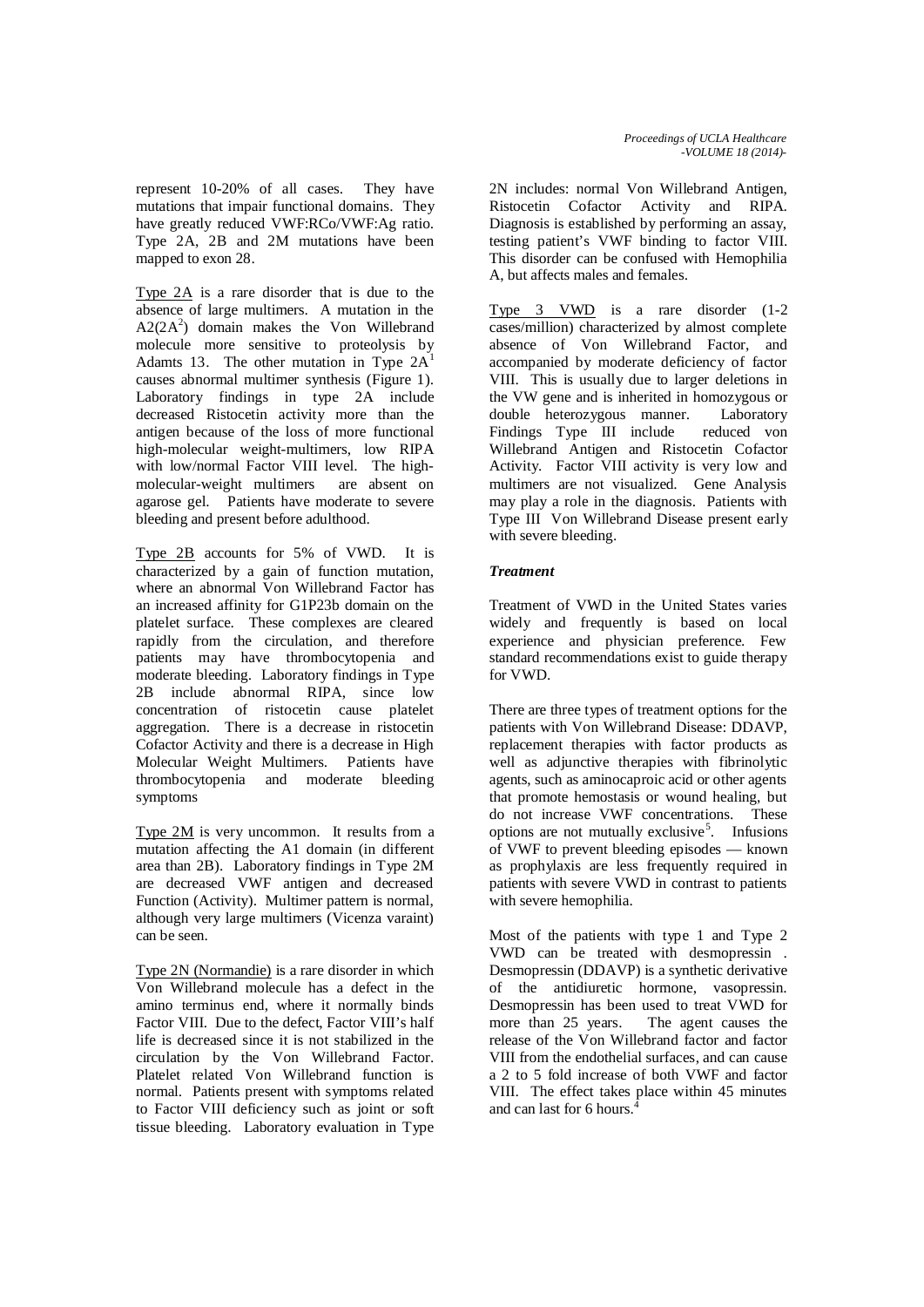represent 10-20% of all cases. They have mutations that impair functional domains. They have greatly reduced VWF:RCo/VWF:Ag ratio. Type 2A, 2B and 2M mutations have been mapped to exon 28.

Type 2A is a rare disorder that is due to the absence of large multimers. A mutation in the A2(2A[2]) domain makes the Von Willebrand molecule more sensitive to proteolysis by Adamts 13. The other mutation in Type 2A[1] causes abnormal multimer synthesis (Figure 1). Laboratory findings in type 2A include decreased Ristocetin activity more than the antigen because of the loss of more functional high-molecular weight-multimers, low RIPA with low/normal Factor VIII level. The high-molecular-weight multimers are absent on agarose gel. Patients have moderate to severe bleeding and present before adulthood.

Type 2B accounts for 5% of VWD. It is characterized by a gain of function mutation, where an abnormal Von Willebrand Factor has an increased affinity for G1P23b domain on the platelet surface. These complexes are cleared rapidly from the circulation, and therefore patients may have thrombocytopenia and moderate bleeding. Laboratory findings in Type 2B include abnormal RIPA, since low concentration of ristocetin cause platelet aggregation. There is a decrease in ristocetin Cofactor Activity and there is a decrease in High Molecular Weight Multimers. Patients have thrombocytopenia and moderate bleeding symptoms

Type 2M is very uncommon. It results from a mutation affecting the A1 domain (in different area than 2B). Laboratory findings in Type 2M are decreased VWF antigen and decreased Function (Activity). Multimer pattern is normal, although very large multimers (Vicenza varaint) can be seen.

Type 2N (Normandie) is a rare disorder in which Von Willebrand molecule has a defect in the amino terminus end, where it normally binds Factor VIII. Due to the defect, Factor VIII's half life is decreased since it is not stabilized in the circulation by the Von Willebrand Factor. Platelet related Von Willebrand function is normal. Patients present with symptoms related to Factor VIII deficiency such as joint or soft tissue bleeding. Laboratory evaluation in Type 2N includes: normal Von Willebrand Antigen, Ristocetin Cofactor Activity and RIPA. Diagnosis is established by performing an assay, testing patient's VWF binding to factor VIII. This disorder can be confused with Hemophilia A, but affects males and females.

Type 3 VWD is a rare disorder (1-2 cases/million) characterized by almost complete absence of Von Willebrand Factor, and accompanied by moderate deficiency of factor VIII. This is usually due to larger deletions in the VW gene and is inherited in homozygous or double heterozygous manner. Laboratory Findings Type III include reduced von Willebrand Antigen and Ristocetin Cofactor Activity. Factor VIII activity is very low and multimers are not visualized. Gene Analysis may play a role in the diagnosis. Patients with Type III Von Willebrand Disease present early with severe bleeding.

***Treatment***

Treatment of VWD in the United States varies widely and frequently is based on local experience and physician preference. Few standard recommendations exist to guide therapy for VWD.

There are three types of treatment options for the patients with Von Willebrand Disease: DDAVP, replacement therapies with factor products as well as adjunctive therapies with fibrinolytic agents, such as aminocaproic acid or other agents that promote hemostasis or wound healing, but do not increase VWF concentrations. These options are not mutually exclusive[5]. Infusions of VWF to prevent bleeding episodes — known as prophylaxis are less frequently required in patients with severe VWD in contrast to patients with severe hemophilia.

Most of the patients with type 1 and Type 2 VWD can be treated with desmopressin . Desmopressin (DDAVP) is a synthetic derivative of the antidiuretic hormone, vasopressin. Desmopressin has been used to treat VWD for more than 25 years. The agent causes the release of the Von Willebrand factor and factor VIII from the endothelial surfaces, and can cause a 2 to 5 fold increase of both VWF and factor VIII. The effect takes place within 45 minutes and can last for 6 hours.[4]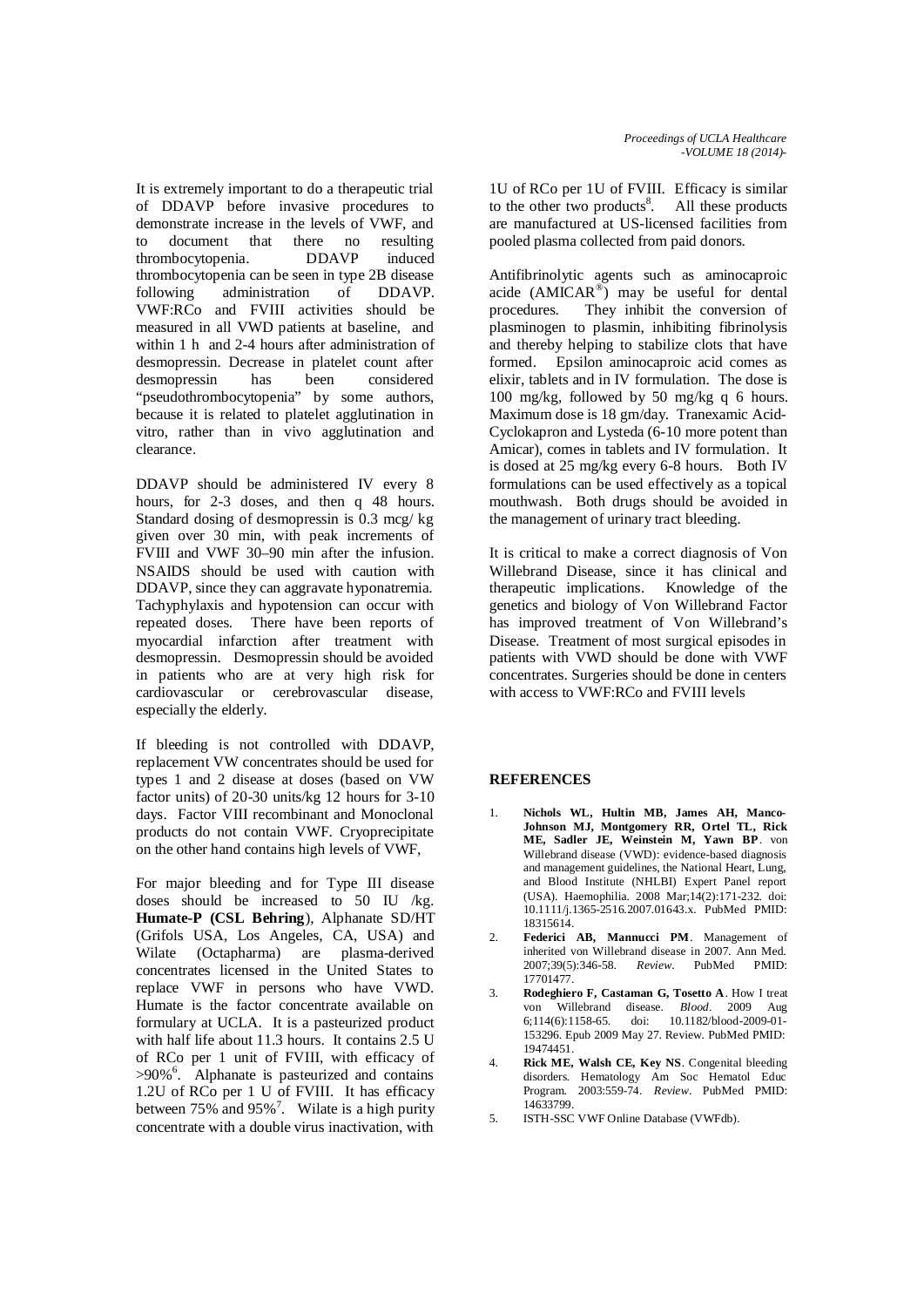It is extremely important to do a therapeutic trial of DDAVP before invasive procedures to demonstrate increase in the levels of VWF, and to document that there no resulting thrombocytopenia. DDAVP induced thrombocytopenia can be seen in type 2B disease following administration of DDAVP. VWF:RCo and FVIII activities should be measured in all VWD patients at baseline, and within 1 h and 2-4 hours after administration of desmopressin. Decrease in platelet count after desmopressin has been considered "pseudothrombocytopenia" by some authors, because it is related to platelet agglutination in vitro, rather than in vivo agglutination and clearance.

DDAVP should be administered IV every 8 hours, for 2-3 doses, and then q 48 hours. Standard dosing of desmopressin is 0.3 mcg/ kg given over 30 min, with peak increments of FVIII and VWF 30–90 min after the infusion. NSAIDS should be used with caution with DDAVP, since they can aggravate hyponatremia. Tachyphylaxis and hypotension can occur with repeated doses. There have been reports of myocardial infarction after treatment with desmopressin. Desmopressin should be avoided in patients who are at very high risk for cardiovascular or cerebrovascular disease, especially the elderly.

If bleeding is not controlled with DDAVP, replacement VW concentrates should be used for types 1 and 2 disease at doses (based on VW factor units) of 20-30 units/kg 12 hours for 3-10 days. Factor VIII recombinant and Monoclonal products do not contain VWF. Cryoprecipitate on the other hand contains high levels of VWF,

For major bleeding and for Type III disease doses should be increased to 50 IU /kg. **Humate-P (CSL Behring**), Alphanate SD/HT (Grifols USA, Los Angeles, CA, USA) and Wilate (Octapharma) are plasma-derived concentrates licensed in the United States to replace VWF in persons who have VWD. Humate is the factor concentrate available on formulary at UCLA. It is a pasteurized product with half life about 11.3 hours. It contains 2.5 U of RCo per 1 unit of FVIII, with efficacy of >90%[6]. Alphanate is pasteurized and contains 1.2U of RCo per 1 U of FVIII. It has efficacy between 75% and 95%[7]. Wilate is a high purity concentrate with a double virus inactivation, with 1U of RCo per 1U of FVIII. Efficacy is similar to the other two products[8]. All these products are manufactured at US-licensed facilities from pooled plasma collected from paid donors.

Antifibrinolytic agents such as aminocaproic acide (AMICAR®) may be useful for dental procedures. They inhibit the conversion of plasminogen to plasmin, inhibiting fibrinolysis and thereby helping to stabilize clots that have formed. Epsilon aminocaproic acid comes as elixir, tablets and in IV formulation. The dose is 100 mg/kg, followed by 50 mg/kg q 6 hours. Maximum dose is 18 gm/day. Tranexamic Acid-Cyclokapron and Lysteda (6-10 more potent than Amicar), comes in tablets and IV formulation. It is dosed at 25 mg/kg every 6-8 hours. Both IV formulations can be used effectively as a topical mouthwash. Both drugs should be avoided in the management of urinary tract bleeding.

It is critical to make a correct diagnosis of Von Willebrand Disease, since it has clinical and therapeutic implications. Knowledge of the genetics and biology of Von Willebrand Factor has improved treatment of Von Willebrand's Disease. Treatment of most surgical episodes in patients with VWD should be done with VWF concentrates. Surgeries should be done in centers with access to VWF:RCo and FVIII levels

## REFERENCES

1. **Nichols WL, Hultin MB, James AH, Manco-Johnson MJ, Montgomery RR, Ortel TL, Rick ME, Sadler JE, Weinstein M, Yawn BP**. von Willebrand disease (VWD): evidence-based diagnosis and management guidelines, the National Heart, Lung, and Blood Institute (NHLBI) Expert Panel report (USA). Haemophilia. 2008 Mar;14(2):171-232. doi: 10.1111/j.1365-2516.2007.01643.x. PubMed PMID: 18315614.
2. **Federici AB, Mannucci PM**. Management of inherited von Willebrand disease in 2007. Ann Med. 2007;39(5):346-58. *Review*. PubMed PMID: 17701477.
3. **Rodeghiero F, Castaman G, Tosetto A**. How I treat von Willebrand disease. *Blood*. 2009 Aug 6;114(6):1158-65. doi: 10.1182/blood-2009-01-153296. Epub 2009 May 27. Review. PubMed PMID: 19474451.
4. **Rick ME, Walsh CE, Key NS**. Congenital bleeding disorders. Hematology Am Soc Hematol Educ Program. 2003:559-74. *Review*. PubMed PMID: 14633799.
5. ISTH-SSC VWF Online Database (VWFdb).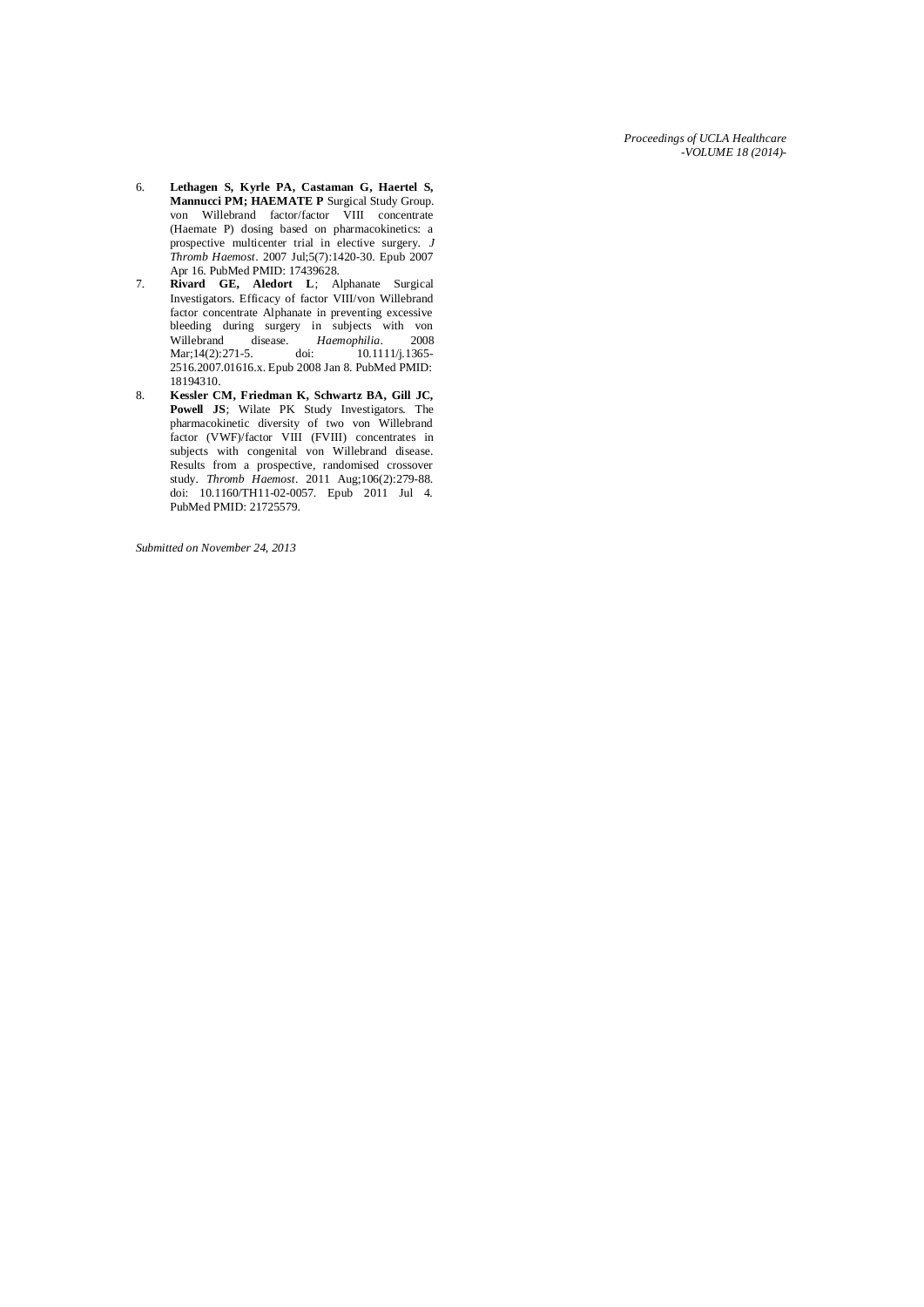6. **Lethagen S, Kyrle PA, Castaman G, Haertel S, Mannucci PM; HAEMATE P** Surgical Study Group. von Willebrand factor/factor VIII concentrate (Haemate P) dosing based on pharmacokinetics: a prospective multicenter trial in elective surgery. *J Thromb Haemost*. 2007 Jul;5(7):1420-30. Epub 2007 Apr 16. PubMed PMID: 17439628.
7. **Rivard GE, Aledort L**; Alphanate Surgical Investigators. Efficacy of factor VIII/von Willebrand factor concentrate Alphanate in preventing excessive bleeding during surgery in subjects with von Willebrand disease. *Haemophilia*. 2008 Mar;14(2):271-5. doi: 10.1111/j.1365-2516.2007.01616.x. Epub 2008 Jan 8. PubMed PMID: 18194310.
8. **Kessler CM, Friedman K, Schwartz BA, Gill JC, Powell JS**; Wilate PK Study Investigators. The pharmacokinetic diversity of two von Willebrand factor (VWF)/factor VIII (FVIII) concentrates in subjects with congenital von Willebrand disease. Results from a prospective, randomised crossover study. *Thromb Haemost*. 2011 Aug;106(2):279-88. doi: 10.1160/TH11-02-0057. Epub 2011 Jul 4. PubMed PMID: 21725579.

*Submitted on November 24, 2013*